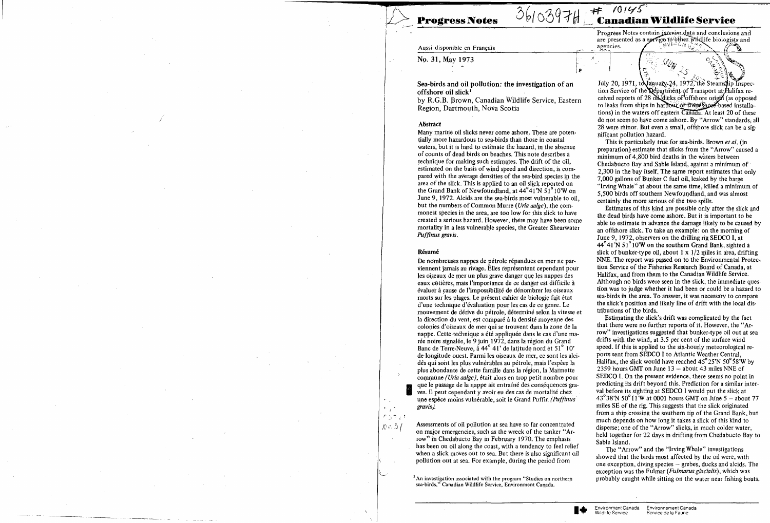**Progress Notes** **Canadian Wildlife Service**

Progress Notes contain *interim* data and conclusions and are presented as a service to other wildlife biologists and agencies.

Aussi disponible en Français

No. 31, May 1973

## Sea-birds and oil pollution: the investigation of an offshore oil slick[1]

by R.G.B. Brown, Canadian Wildlife Service, Eastern Region, Dartmouth, Nova Scotia

### Abstract

Many marine oil slicks never come ashore. These are potentially more hazardous to sea-birds than those in coastal waters, but it is hard to estimate the hazard, in the absence of counts of dead birds on beaches. This note describes a technique for making such estimates. The drift of the oil, estimated on the basis of wind speed and direction, is compared with the average densities of the sea-bird species in the area of the slick. This is applied to an oil slick reported on the Grand Bank of Newfoundland, at 44°41'N 51°10'W on June 9, 1972. Alcids are the sea-birds most vulnerable to oil, but the numbers of Common Murre (*Uria aalge*), the commonest species in the area, are too low for this slick to have created a serious hazard. However, there may have been some mortality in a less vulnerable species, the Greater Shearwater *Puffinus gravis*.

### Résumé

De nombreuses nappes de pétrole répandues en mer ne parviennent jamais au rivage. Elles représentent cependant pour les oiseaux de mer un plus grave danger que les nappes des eaux côtières, mais l'importance de ce danger est difficile à évaluer à cause de l'impossibilité de dénombrer les oiseaux morts sur les plages. Le présent cahier de biologie fait état d'une technique d'évaluation pour les cas de ce genre. Le mouvement de dérive du pétrole, déterminé selon la vitesse et la direction du vent, est comparé à la densité moyenne des colonies d'oiseaux de mer qui se trouvent dans la zone de la nappe. Cette technique a été appliquée dans le cas d'une marée noire signalée, le 9 juin 1972, dans la région du Grand Banc de Terre-Neuve, à 44° 41' de latitude nord et 51° 10' de longitude ouest. Parmi les oiseaux de mer, ce sont les alcidés qui sont les plus vulnérables au pétrole, mais l'espèce la plus abondante de cette famille dans la région, la Marmette commune (*Uria aalge*), était alors en trop petit nombre pour que le passage de la nappe ait entraîné des conséquences graves. Il peut cependant y avoir eu des cas de mortalité chez une espèce moins vulnérable, soit le Grand Puffin (*Puffinus gravis*).

Assessments of oil pollution at sea have so far concentrated on major emergencies, such as the wreck of the tanker "Arrow" in Chedabucto Bay in February 1970. The emphasis has been on oil along the coast, with a tendency to feel relief when a slick moves out to sea. But there is also significant oil pollution out at sea. For example, during the period from July 20, 1971, to January 24, 1972, the Steamship Inspection Service of the Department of Transport at Halifax received reports of 28 oil slicks of offshore origin (as opposed to leaks from ships in harbour or from shore-based installations) in the waters off eastern Canada. At least 20 of these do not seem to have come ashore. By "Arrow" standards, all 28 were minor. But even a small, offshore slick can be a significant pollution hazard.

This is particularly true for sea-birds. Brown *et al.* (in preparation) estimate that slicks from the "Arrow" caused a minimum of 4,800 bird deaths in the waters between Chedabucto Bay and Sable Island, against a minimum of 2,300 in the bay itself. The same report estimates that only 7,000 gallons of Bunker C fuel oil, leaked by the barge "Irving Whale" at about the same time, killed a minimum of 5,500 birds off southern Newfoundland, and was almost certainly the more serious of the two spills.

Estimates of this kind are possible only after the slick and the dead birds have come ashore. But it is important to be able to estimate in advance the damage likely to be caused by an offshore slick. To take an example: on the morning of June 9, 1972, observers on the drilling rig SEDCO I, at 44°41'N 51°10'W on the southern Grand Bank, sighted a slick of bunker-type oil, about 1 x 1/2 miles in area, drifting NNE. The report was passed on to the Environmental Protection Service of the Fisheries Research Board of Canada, at Halifax, and from them to the Canadian Wildlife Service. Although no birds were seen in the slick, the immediate question was to judge whether it had been or could be a hazard to sea-birds in the area. To answer, it was necessary to compare the slick's position and likely line of drift with the local distributions of the birds.

Estimating the slick's drift was complicated by the fact that there were no further reports of it. However, the "Arrow" investigations suggested that bunker-type oil out at sea drifts with the wind, at 3.5 per cent of the surface wind speed. If this is applied to the six-hourly meteorological reports sent from SEDCO I to Atlantic Weather Central, Halifax, the slick would have reached 45°25'N 50°58'W by 2359 hours GMT on June 13 – about 43 miles NNE of SEDCO I. On the present evidence, there seems no point in predicting its drift beyond this. Prediction for a similar interval before its sighting at SEDCO I would put the slick at 43°38'N 50°11'W at 0001 hours GMT on June 5 – about 77 miles SE of the rig. This suggests that the slick originated from a ship crossing the southern tip of the Grand Bank, but much depends on how long it takes a slick of this kind to disperse; one of the "Arrow" slicks, in much colder water, held together for 22 days in drifting from Chedabucto Bay to Sable Island.

The "Arrow" and the "Irving Whale" investigations showed that the birds most affected by the oil were, with one exception, diving species – grebes, ducks and alcids. The exception was the Fulmar (*Fulmarus glacialis*), which was probably caught while sitting on the water near fishing boats.

[1] An investigation associated with the program "Studies on northern sea-birds," Canadian Wildlife Service, Environment Canada.

Environment Canada Wildlife Service — Environnement Canada Service de la Faune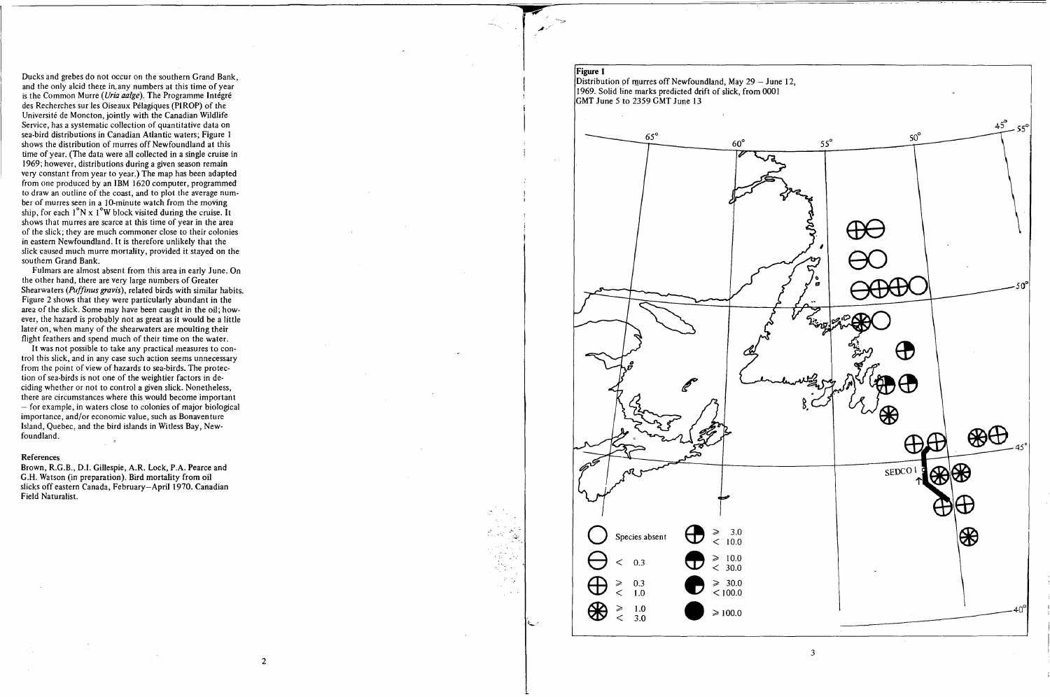Ducks and grebes do not occur on the southern Grand Bank, and the only alcid there in any numbers at this time of year is the Common Murre (*Uria aalge*). The Programme Intégré des Recherches sur les Oiseaux Pélagiques (PIROP) of the Université de Moncton, jointly with the Canadian Wildlife Service, has a systematic collection of quantitative data on sea-bird distributions in Canadian Atlantic waters; Figure 1 shows the distribution of murres off Newfoundland at this time of year. (The data were all collected in a single cruise in 1969; however, distributions during a given season remain very constant from year to year.) The map has been adapted from one produced by an IBM 1620 computer, programmed to draw an outline of the coast, and to plot the average number of murres seen in a 10-minute watch from the moving ship, for each 1°N x 1°W block visited during the cruise. It shows that murres are scarce at this time of year in the area of the slick; they are much commoner close to their colonies in eastern Newfoundland. It is therefore unlikely that the slick caused much murre mortality, provided it stayed on the southern Grand Bank.

Fulmars are almost absent from this area in early June. On the other hand, there are very large numbers of Greater Shearwaters (*Puffinus gravis*), related birds with similar habits. Figure 2 shows that they were particularly abundant in the area of the slick. Some may have been caught in the oil; however, the hazard is probably not as great as it would be a little later on, when many of the shearwaters are moulting their flight feathers and spend much of their time on the water.

It was not possible to take any practical measures to control this slick, and in any case such action seems unnecessary from the point of view of hazards to sea-birds. The protection of sea-birds is not one of the weightier factors in deciding whether or not to control a given slick. Nonetheless, there are circumstances where this would become important – for example, in waters close to colonies of major biological importance, and/or economic value, such as Bonaventure Island, Quebec, and the bird islands in Witless Bay, Newfoundland.

**References**

Brown, R.G.B., D.I. Gillespie, A.R. Lock, P.A. Pearce and G.H. Watson (in preparation). Bird mortality from oil slicks off eastern Canada, February–April 1970. Canadian Field Naturalist.

**Figure 1**
Distribution of murres off Newfoundland, May 29 – June 12, 1969. Solid line marks predicted drift of slick, from 0001 GMT June 5 to 2359 GMT June 13

Legend: Species absent; < 0.3; ≥ 0.3 < 1.0; ≥ 1.0 < 3.0; ≥ 3.0 < 10.0; ≥ 10.0 < 30.0; ≥ 30.0 < 100.0; ≥ 100.0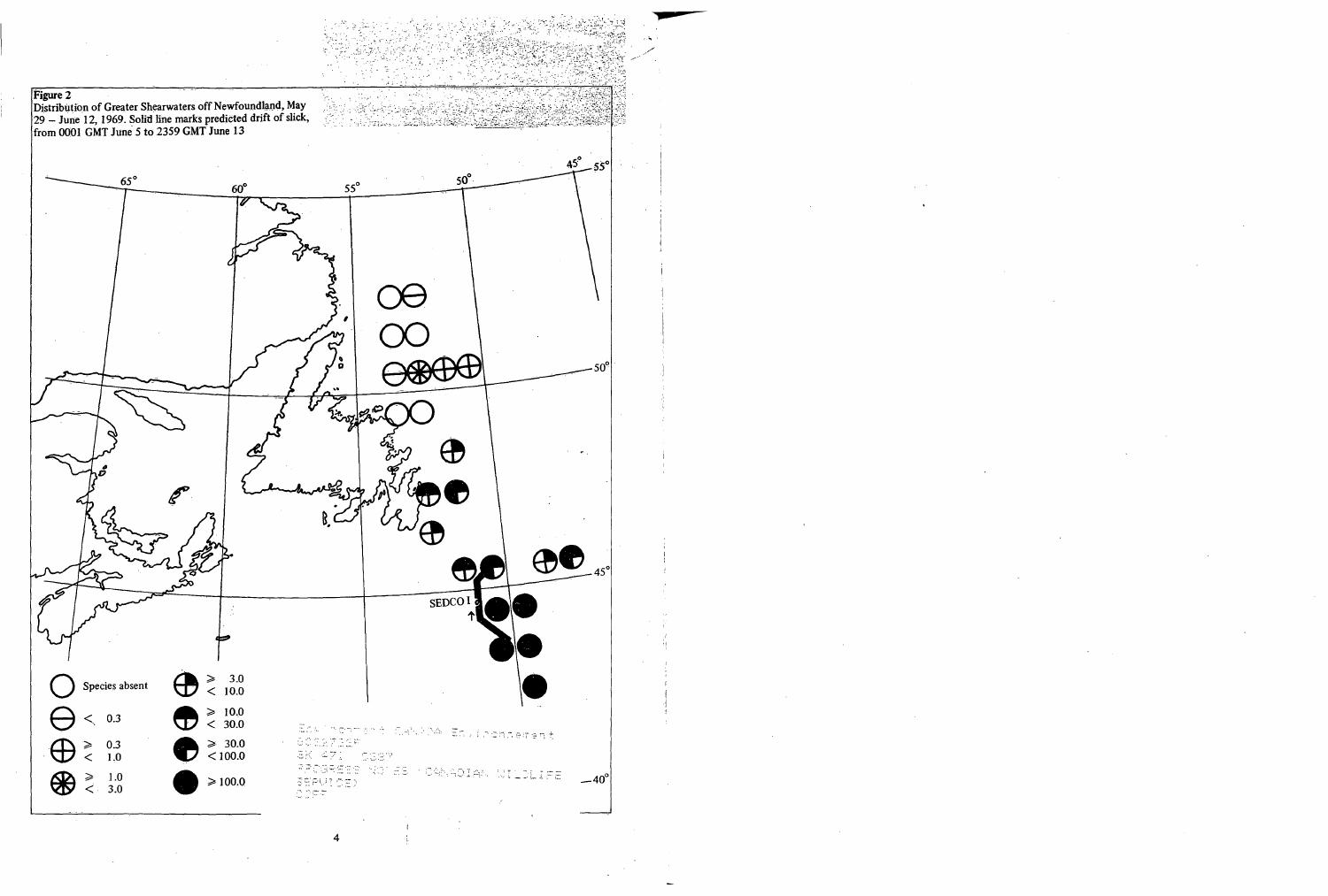**Figure 2**

Distribution of Greater Shearwaters off Newfoundland, May 29 – June 12, 1969. Solid line marks predicted drift of slick, from 0001 GMT June 5 to 2359 GMT June 13

65°
60°
55°
50°
45°
55°
50°
45°
40°

SEDCO I

Species absent

< 0.3

≥ 0.3
< 1.0

≥ 1.0
< 3.0

≥ 3.0
< 10.0

≥ 10.0
< 30.0

≥ 30.0
< 100.0

≥ 100.0